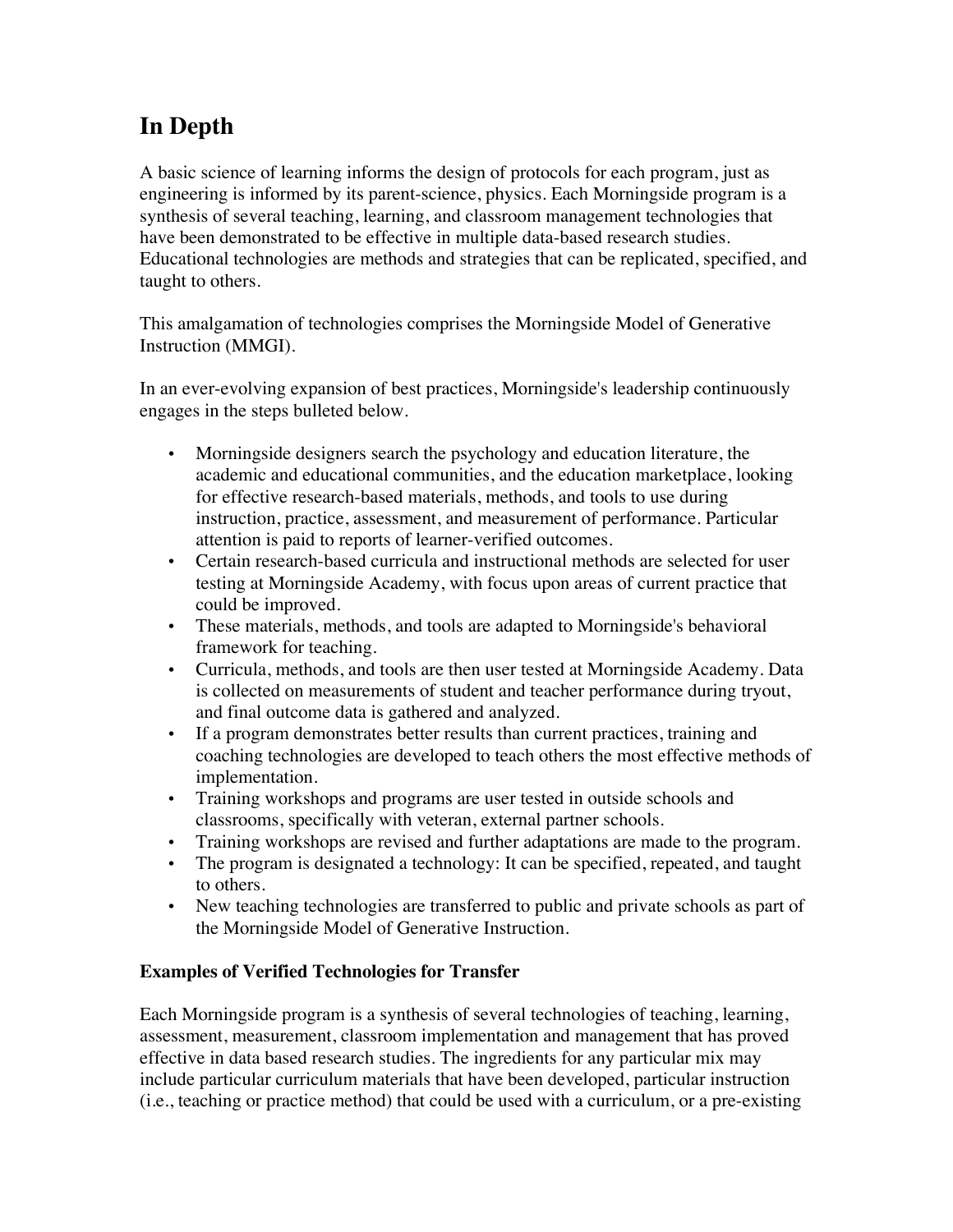# In Depth

A basic science of learning informs the design of protocols for each program, just as engineering is informed by its parent-science, physics. Each Morningside program is a synthesis of several teaching, learning, and classroom management technologies that have been demonstrated to be effective in multiple data-based research studies. Educational technologies are methods and strategies that can be replicated, specified, and taught to others.

This amalgamation of technologies comprises the Morningside Model of Generative Instruction (MMGI).

In an ever-evolving expansion of best practices, Morningside's leadership continuously engages in the steps bulleted below.

- Morningside designers search the psychology and education literature, the academic and educational communities, and the education marketplace, looking for effective research-based materials, methods, and tools to use during instruction, practice, assessment, and measurement of performance. Particular attention is paid to reports of learner-verified outcomes.
- Certain research-based curricula and instructional methods are selected for user testing at Morningside Academy, with focus upon areas of current practice that could be improved.
- These materials, methods, and tools are adapted to Morningside's behavioral framework for teaching.
- Curricula, methods, and tools are then user tested at Morningside Academy. Data is collected on measurements of student and teacher performance during tryout, and final outcome data is gathered and analyzed.
- If a program demonstrates better results than current practices, training and coaching technologies are developed to teach others the most effective methods of implementation.
- Training workshops and programs are user tested in outside schools and classrooms, specifically with veteran, external partner schools.
- Training workshops are revised and further adaptations are made to the program.
- The program is designated a technology: It can be specified, repeated, and taught to others.
- New teaching technologies are transferred to public and private schools as part of the Morningside Model of Generative Instruction.

### Examples of Verified Technologies for Transfer

Each Morningside program is a synthesis of several technologies of teaching, learning, assessment, measurement, classroom implementation and management that has proved effective in data based research studies. The ingredients for any particular mix may include particular curriculum materials that have been developed, particular instruction (i.e., teaching or practice method) that could be used with a curriculum, or a pre-existing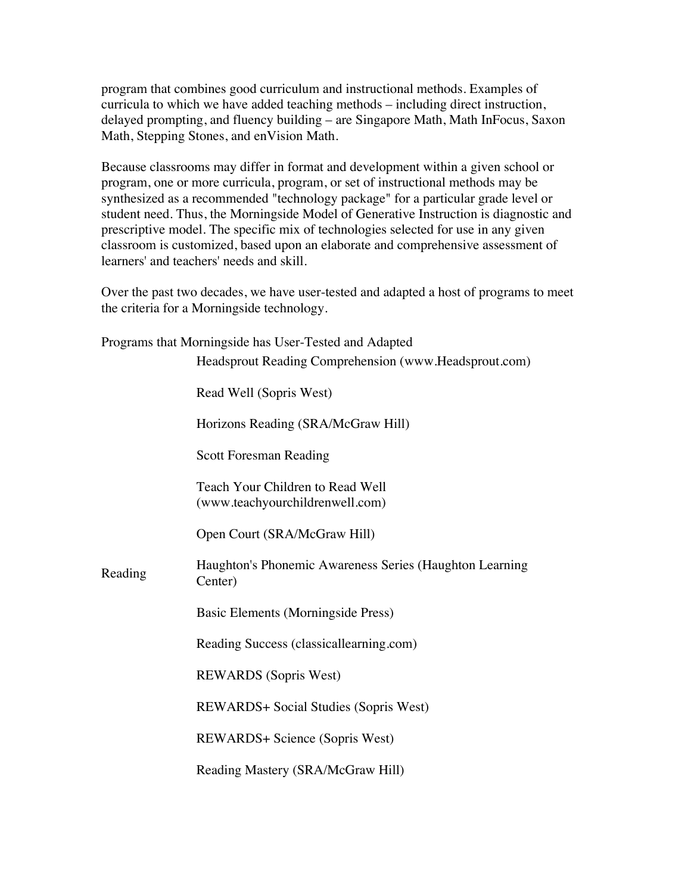program that combines good curriculum and instructional methods. Examples of curricula to which we have added teaching methods – including direct instruction, delayed prompting, and fluency building – are Singapore Math, Math InFocus, Saxon Math, Stepping Stones, and enVision Math.

Because classrooms may differ in format and development within a given school or program, one or more curricula, program, or set of instructional methods may be synthesized as a recommended "technology package" for a particular grade level or student need. Thus, the Morningside Model of Generative Instruction is diagnostic and prescriptive model. The specific mix of technologies selected for use in any given classroom is customized, based upon an elaborate and comprehensive assessment of learners' and teachers' needs and skill.

Over the past two decades, we have user-tested and adapted a host of programs to meet the criteria for a Morningside technology.

Programs that Morningside has User-Tested and Adapted

| | |
|---|---|
| Reading | Headsprout Reading Comprehension (www.Headsprout.com) |
| | Read Well (Sopris West) |
| | Horizons Reading (SRA/McGraw Hill) |
| | Scott Foresman Reading |
| | Teach Your Children to Read Well (www.teachyourchildrenwell.com) |
| | Open Court (SRA/McGraw Hill) |
| | Haughton's Phonemic Awareness Series (Haughton Learning Center) |
| | Basic Elements (Morningside Press) |
| | Reading Success (classicallearning.com) |
| | REWARDS (Sopris West) |
| | REWARDS+ Social Studies (Sopris West) |
| | REWARDS+ Science (Sopris West) |
| | Reading Mastery (SRA/McGraw Hill) |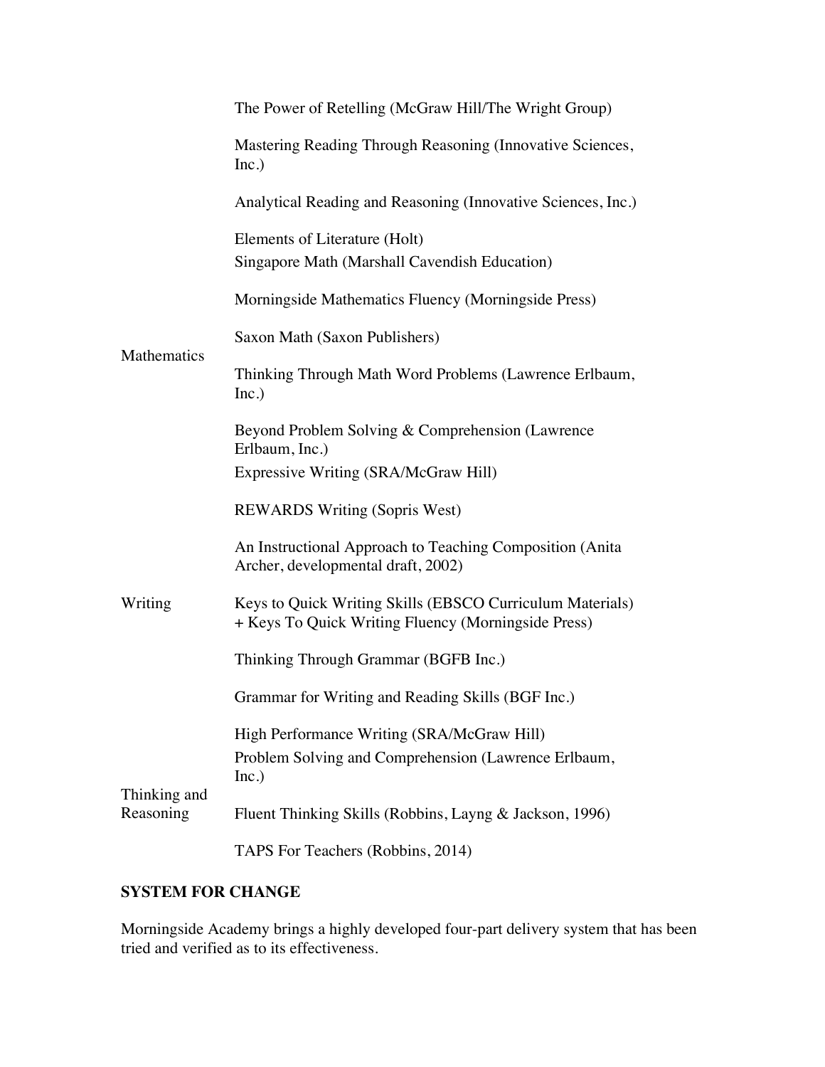| | |
|---|---|
| | The Power of Retelling (McGraw Hill/The Wright Group) |
| | Mastering Reading Through Reasoning (Innovative Sciences, Inc.) |
| | Analytical Reading and Reasoning (Innovative Sciences, Inc.) |
| | Elements of Literature (Holt) |
| Mathematics | Singapore Math (Marshall Cavendish Education) |
| | Morningside Mathematics Fluency (Morningside Press) |
| | Saxon Math (Saxon Publishers) |
| | Thinking Through Math Word Problems (Lawrence Erlbaum, Inc.) |
| | Beyond Problem Solving & Comprehension (Lawrence Erlbaum, Inc.) |
| Writing | Expressive Writing (SRA/McGraw Hill) |
| | REWARDS Writing (Sopris West) |
| | An Instructional Approach to Teaching Composition (Anita Archer, developmental draft, 2002) |
| | Keys to Quick Writing Skills (EBSCO Curriculum Materials) + Keys To Quick Writing Fluency (Morningside Press) |
| | Thinking Through Grammar (BGFB Inc.) |
| | Grammar for Writing and Reading Skills (BGF Inc.) |
| | High Performance Writing (SRA/McGraw Hill) |
| Thinking and Reasoning | Problem Solving and Comprehension (Lawrence Erlbaum, Inc.) |
| | Fluent Thinking Skills (Robbins, Layng & Jackson, 1996) |
| | TAPS For Teachers (Robbins, 2014) |

**SYSTEM FOR CHANGE**

Morningside Academy brings a highly developed four-part delivery system that has been tried and verified as to its effectiveness.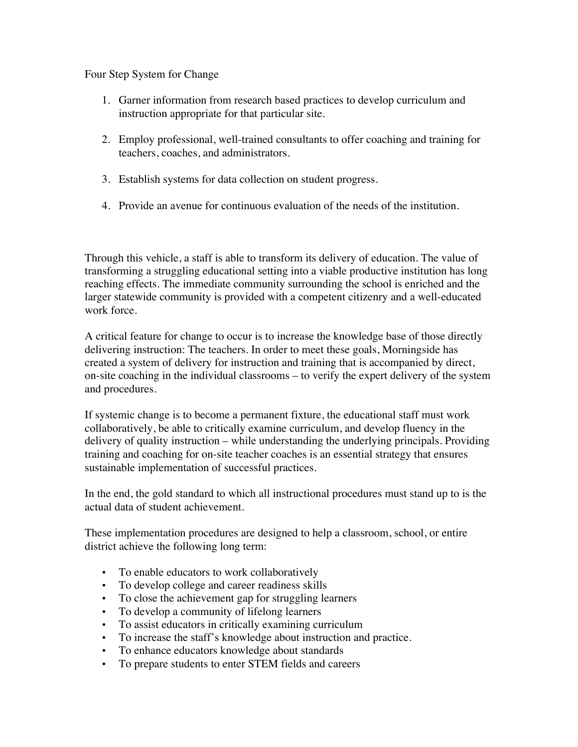Four Step System for Change

1. Garner information from research based practices to develop curriculum and instruction appropriate for that particular site.

2. Employ professional, well-trained consultants to offer coaching and training for teachers, coaches, and administrators.

3. Establish systems for data collection on student progress.

4. Provide an avenue for continuous evaluation of the needs of the institution.

Through this vehicle, a staff is able to transform its delivery of education. The value of transforming a struggling educational setting into a viable productive institution has long reaching effects. The immediate community surrounding the school is enriched and the larger statewide community is provided with a competent citizenry and a well-educated work force.

A critical feature for change to occur is to increase the knowledge base of those directly delivering instruction: The teachers. In order to meet these goals, Morningside has created a system of delivery for instruction and training that is accompanied by direct, on-site coaching in the individual classrooms – to verify the expert delivery of the system and procedures.

If systemic change is to become a permanent fixture, the educational staff must work collaboratively, be able to critically examine curriculum, and develop fluency in the delivery of quality instruction – while understanding the underlying principals. Providing training and coaching for on-site teacher coaches is an essential strategy that ensures sustainable implementation of successful practices.

In the end, the gold standard to which all instructional procedures must stand up to is the actual data of student achievement.

These implementation procedures are designed to help a classroom, school, or entire district achieve the following long term:

- To enable educators to work collaboratively
- To develop college and career readiness skills
- To close the achievement gap for struggling learners
- To develop a community of lifelong learners
- To assist educators in critically examining curriculum
- To increase the staff's knowledge about instruction and practice.
- To enhance educators knowledge about standards
- To prepare students to enter STEM fields and careers